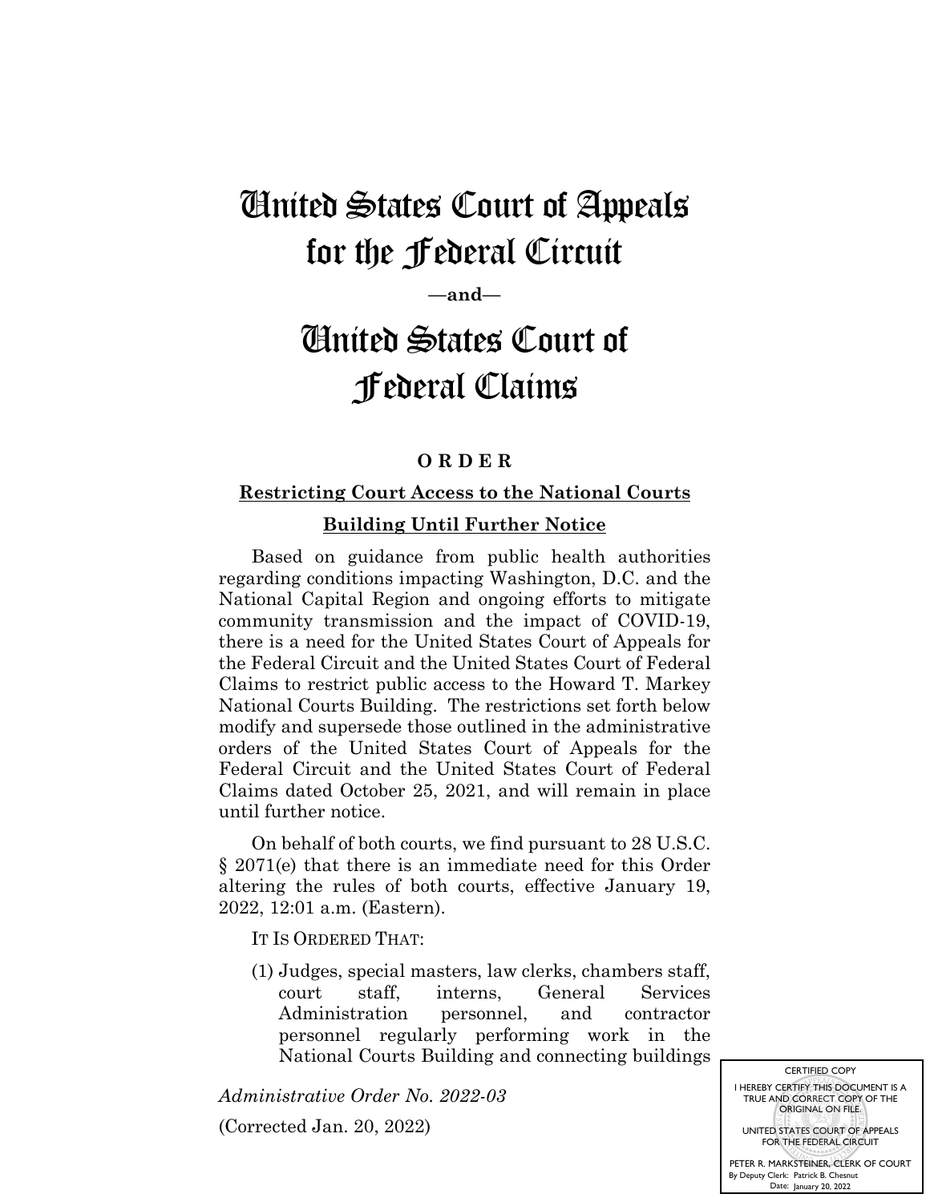# United States Court of Appeals for the Federal Circuit

**—and—**

# United States Court of Federal Claims

**O R D E R**

**Restricting Court Access to the National Courts Building Until Further Notice**

Based on guidance from public health authorities regarding conditions impacting Washington, D.C. and the National Capital Region and ongoing efforts to mitigate community transmission and the impact of COVID-19, there is a need for the United States Court of Appeals for the Federal Circuit and the United States Court of Federal Claims to restrict public access to the Howard T. Markey National Courts Building. The restrictions set forth below modify and supersede those outlined in the administrative orders of the United States Court of Appeals for the Federal Circuit and the United States Court of Federal Claims dated October 25, 2021, and will remain in place until further notice.

On behalf of both courts, we find pursuant to 28 U.S.C. § 2071(e) that there is an immediate need for this Order altering the rules of both courts, effective January 19, 2022, 12:01 a.m. (Eastern).

IT IS ORDERED THAT:

(1) Judges, special masters, law clerks, chambers staff, court staff, interns, General Services Administration personnel, and contractor personnel regularly performing work in the National Courts Building and connecting buildings

*Administrative Order No. 2022-03*

(Corrected Jan. 20, 2022)

CERTIFIED COPY
I HEREBY CERTIFY THIS DOCUMENT IS A TRUE AND CORRECT COPY OF THE ORIGINAL ON FILE.
UNITED STATES COURT OF APPEALS FOR THE FEDERAL CIRCUIT
PETER R. MARKSTEINER, CLERK OF COURT
By Deputy Clerk: Patrick B. Chesnut
Date: January 20, 2022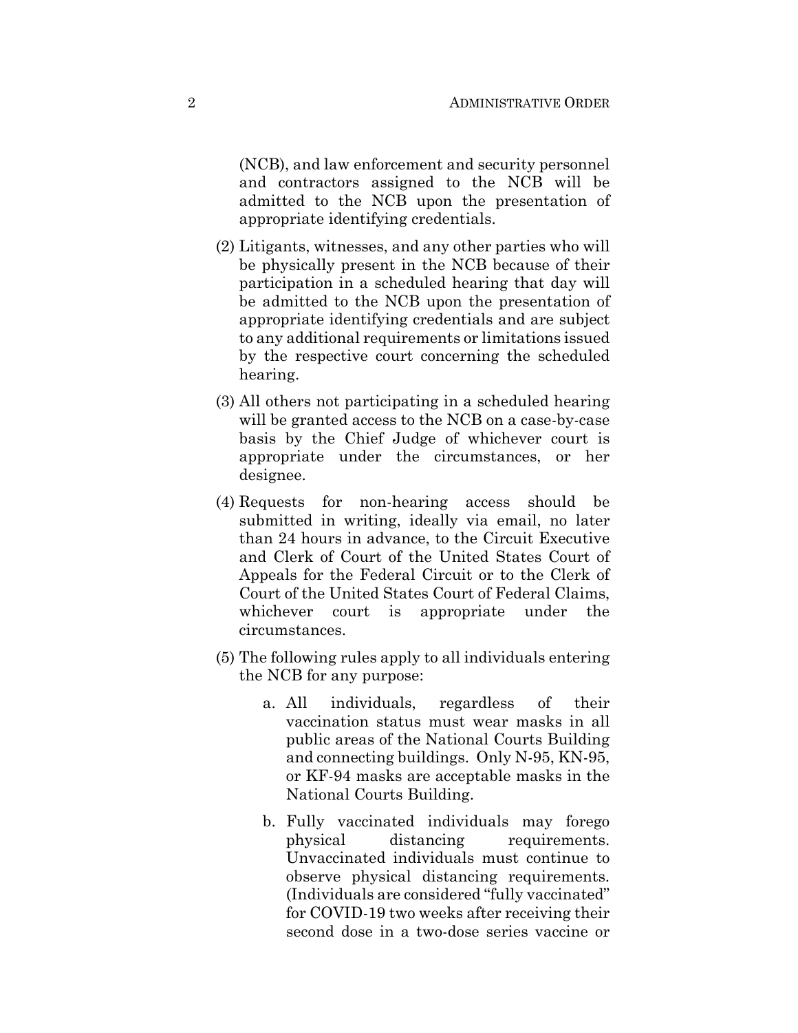(NCB), and law enforcement and security personnel and contractors assigned to the NCB will be admitted to the NCB upon the presentation of appropriate identifying credentials.

(2) Litigants, witnesses, and any other parties who will be physically present in the NCB because of their participation in a scheduled hearing that day will be admitted to the NCB upon the presentation of appropriate identifying credentials and are subject to any additional requirements or limitations issued by the respective court concerning the scheduled hearing.

(3) All others not participating in a scheduled hearing will be granted access to the NCB on a case-by-case basis by the Chief Judge of whichever court is appropriate under the circumstances, or her designee.

(4) Requests for non-hearing access should be submitted in writing, ideally via email, no later than 24 hours in advance, to the Circuit Executive and Clerk of Court of the United States Court of Appeals for the Federal Circuit or to the Clerk of Court of the United States Court of Federal Claims, whichever court is appropriate under the circumstances.

(5) The following rules apply to all individuals entering the NCB for any purpose:

   a. All individuals, regardless of their vaccination status must wear masks in all public areas of the National Courts Building and connecting buildings. Only N-95, KN-95, or KF-94 masks are acceptable masks in the National Courts Building.

   b. Fully vaccinated individuals may forego physical distancing requirements. Unvaccinated individuals must continue to observe physical distancing requirements. (Individuals are considered "fully vaccinated" for COVID-19 two weeks after receiving their second dose in a two-dose series vaccine or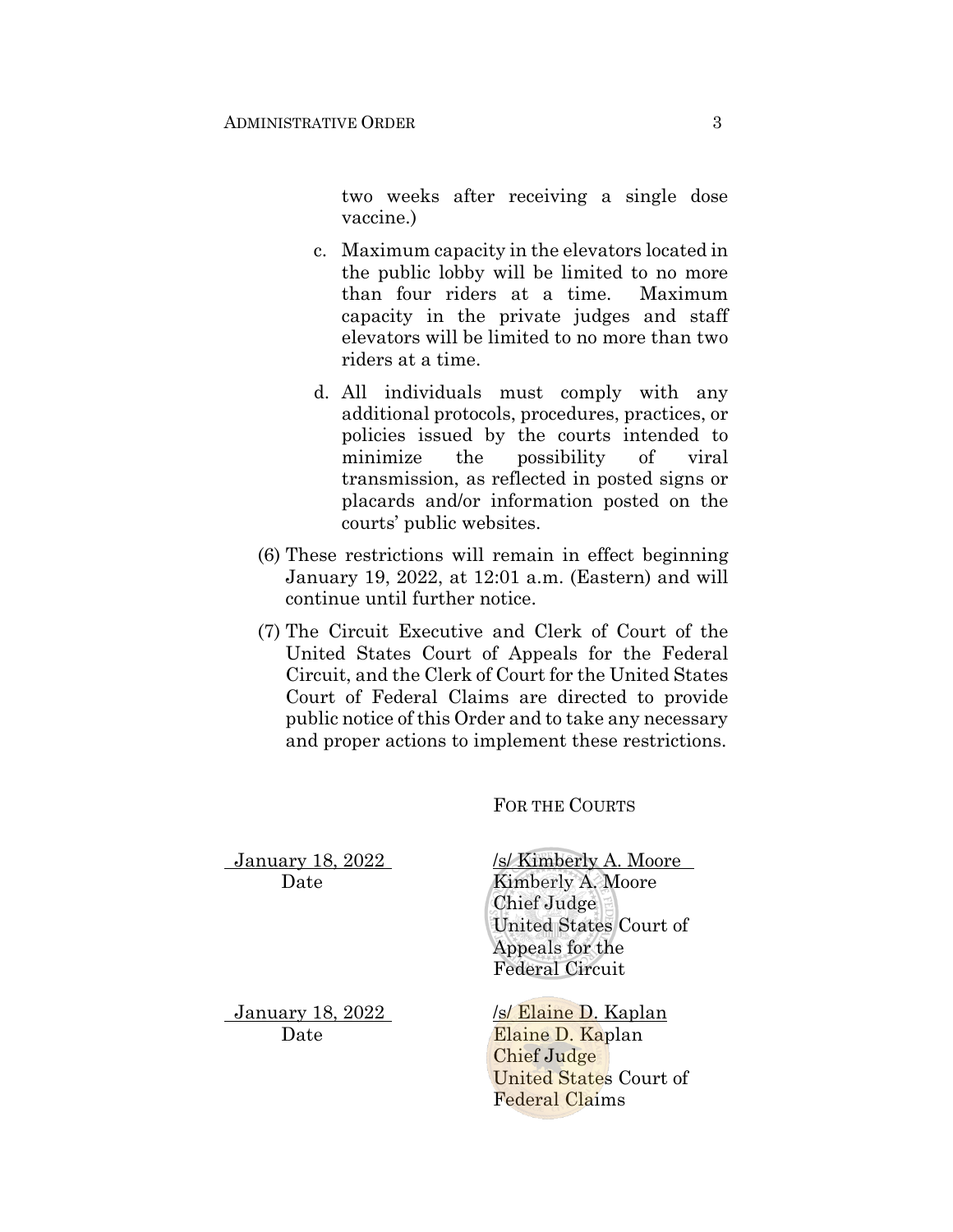two weeks after receiving a single dose vaccine.)

   c. Maximum capacity in the elevators located in the public lobby will be limited to no more than four riders at a time. Maximum capacity in the private judges and staff elevators will be limited to no more than two riders at a time.

   d. All individuals must comply with any additional protocols, procedures, practices, or policies issued by the courts intended to minimize the possibility of viral transmission, as reflected in posted signs or placards and/or information posted on the courts' public websites.

(6) These restrictions will remain in effect beginning January 19, 2022, at 12:01 a.m. (Eastern) and will continue until further notice.

(7) The Circuit Executive and Clerk of Court of the United States Court of Appeals for the Federal Circuit, and the Clerk of Court for the United States Court of Federal Claims are directed to provide public notice of this Order and to take any necessary and proper actions to implement these restrictions.

FOR THE COURTS

January 18, 2022
Date

/s/ Kimberly A. Moore
Kimberly A. Moore
Chief Judge
United States Court of Appeals for the Federal Circuit

January 18, 2022
Date

/s/ Elaine D. Kaplan
Elaine D. Kaplan
Chief Judge
United States Court of Federal Claims